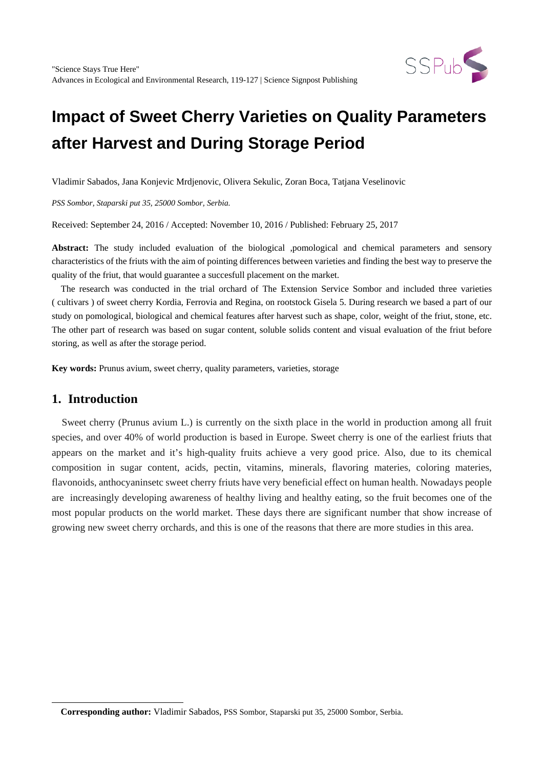# Impact of Sweet Cherry Varieties on Quality Parameters after Harvest and During Storage Period

Vladimir Sabados, Jana Konjevic Mrdjenovic, Olivera Sekulic, Zoran Boca, Tatjana Veselinovic

*PSS Sombor, Staparski put 35, 25000 Sombor, Serbia.*

Received: September 24, 2016 / Accepted: November 10, 2016 / Published: February 25, 2017

**Abstract:** The study included evaluation of the biological ,pomological and chemical parameters and sensory characteristics of the friuts with the aim of pointing differences between varieties and finding the best way to preserve the quality of the friut, that would guarantee a succesfull placement on the market.

The research was conducted in the trial orchard of The Extension Service Sombor and included three varieties ( cultivars ) of sweet cherry Kordia, Ferrovia and Regina, on rootstock Gisela 5. During research we based a part of our study on pomological, biological and chemical features after harvest such as shape, color, weight of the friut, stone, etc. The other part of research was based on sugar content, soluble solids content and visual evaluation of the friut before storing, as well as after the storage period.

**Key words:** Prunus avium, sweet cherry, quality parameters, varieties, storage

## 1. Introduction

Sweet cherry (Prunus avium L.) is currently on the sixth place in the world in production among all fruit species, and over 40% of world production is based in Europe. Sweet cherry is one of the earliest friuts that appears on the market and it's high-quality fruits achieve a very good price. Also, due to its chemical composition in sugar content, acids, pectin, vitamins, minerals, flavoring materies, coloring materies, flavonoids, anthocyaninsetc sweet cherry friuts have very beneficial effect on human health. Nowadays people are increasingly developing awareness of healthy living and healthy eating, so the fruit becomes one of the most popular products on the world market. These days there are significant number that show increase of growing new sweet cherry orchards, and this is one of the reasons that there are more studies in this area.

**Corresponding author:** Vladimir Sabados, PSS Sombor, Staparski put 35, 25000 Sombor, Serbia.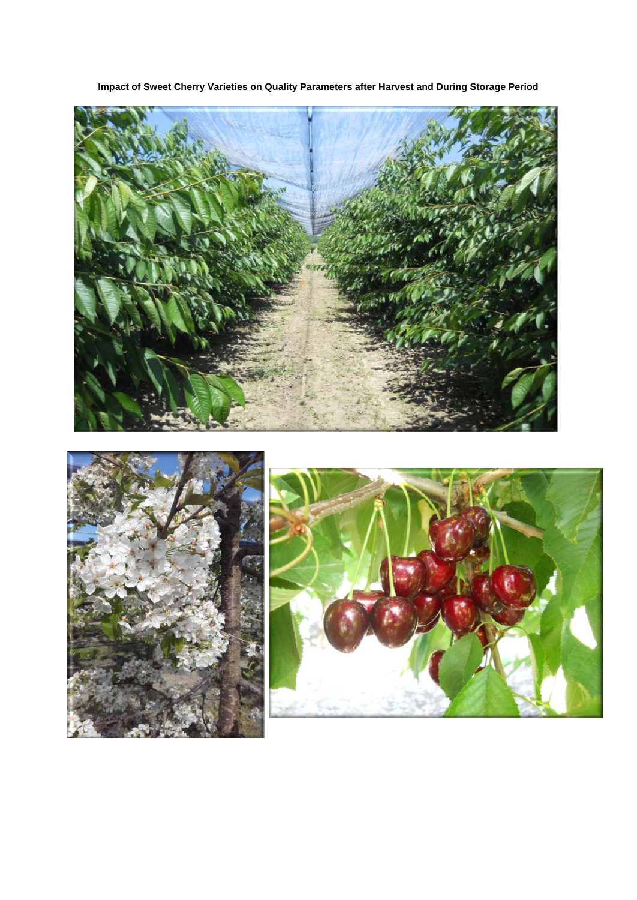**Impact of Sweet Cherry Varieties on Quality Parameters after Harvest and During Storage Period**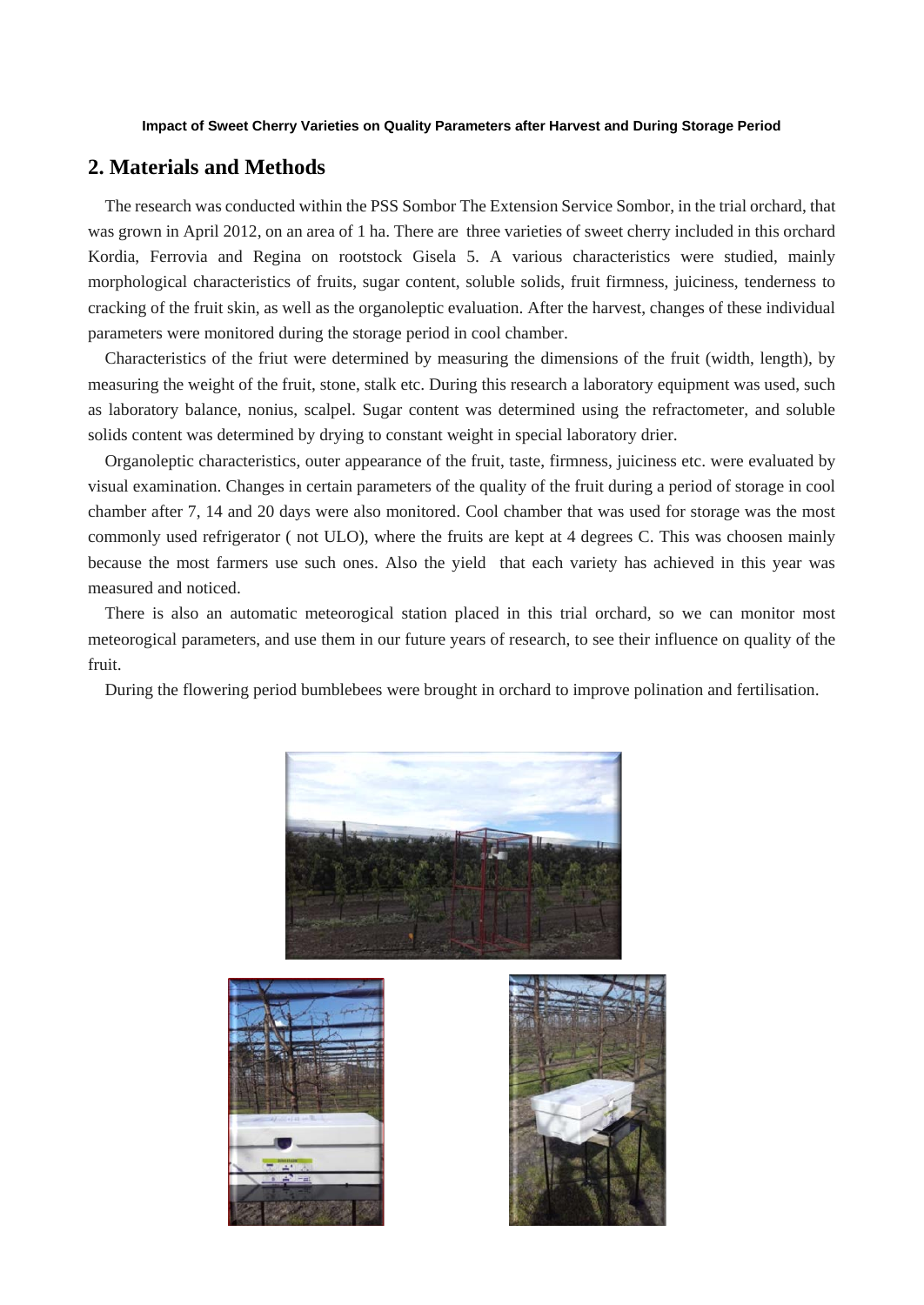## 2. Materials and Methods

The research was conducted within the PSS Sombor The Extension Service Sombor, in the trial orchard, that was grown in April 2012, on an area of 1 ha. There are three varieties of sweet cherry included in this orchard Kordia, Ferrovia and Regina on rootstock Gisela 5. A various characteristics were studied, mainly morphological characteristics of fruits, sugar content, soluble solids, fruit firmness, juiciness, tenderness to cracking of the fruit skin, as well as the organoleptic evaluation. After the harvest, changes of these individual parameters were monitored during the storage period in cool chamber.

Characteristics of the friut were determined by measuring the dimensions of the fruit (width, length), by measuring the weight of the fruit, stone, stalk etc. During this research a laboratory equipment was used, such as laboratory balance, nonius, scalpel. Sugar content was determined using the refractometer, and soluble solids content was determined by drying to constant weight in special laboratory drier.

Organoleptic characteristics, outer appearance of the fruit, taste, firmness, juiciness etc. were evaluated by visual examination. Changes in certain parameters of the quality of the fruit during a period of storage in cool chamber after 7, 14 and 20 days were also monitored. Cool chamber that was used for storage was the most commonly used refrigerator ( not ULO), where the fruits are kept at 4 degrees C. This was choosen mainly because the most farmers use such ones. Also the yield that each variety has achieved in this year was measured and noticed.

There is also an automatic meteorogical station placed in this trial orchard, so we can monitor most meteorogical parameters, and use them in our future years of research, to see their influence on quality of the fruit.

During the flowering period bumblebees were brought in orchard to improve polination and fertilisation.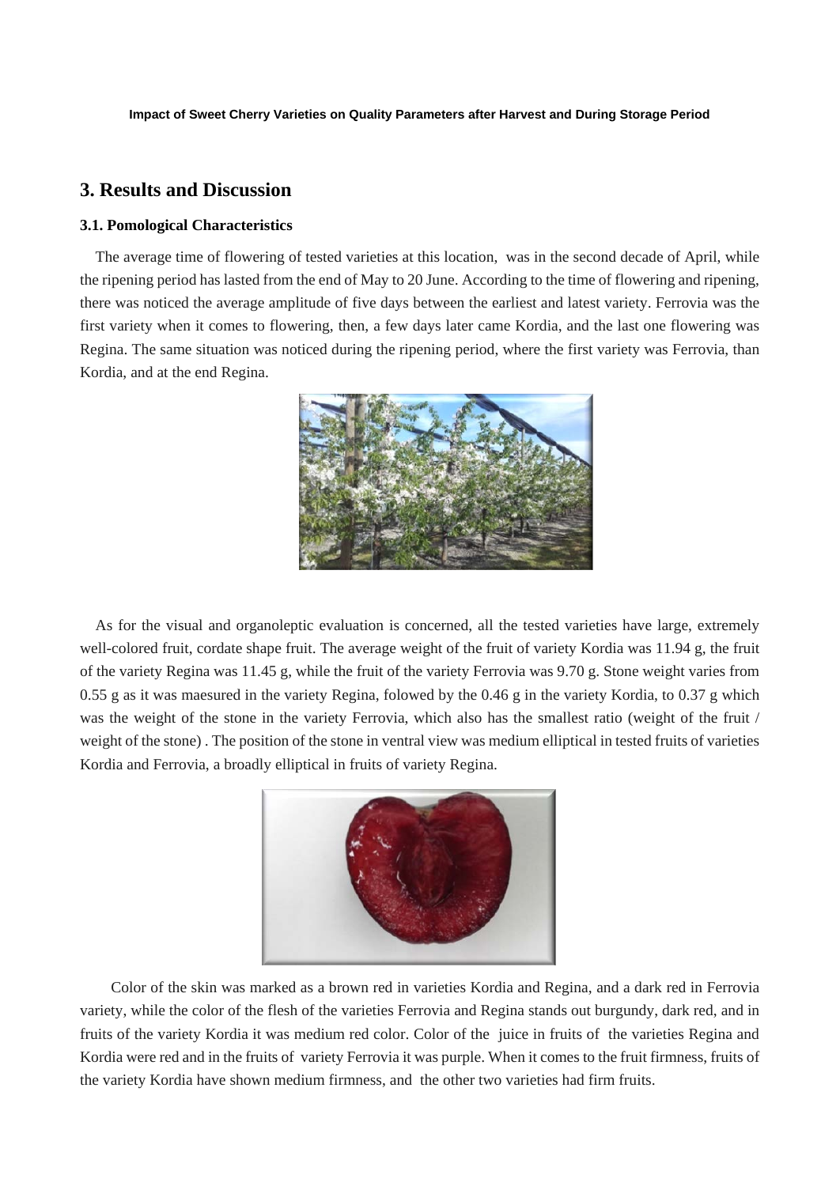## 3. Results and Discussion

### 3.1. Pomological Characteristics

The average time of flowering of tested varieties at this location, was in the second decade of April, while the ripening period has lasted from the end of May to 20 June. According to the time of flowering and ripening, there was noticed the average amplitude of five days between the earliest and latest variety. Ferrovia was the first variety when it comes to flowering, then, a few days later came Kordia, and the last one flowering was Regina. The same situation was noticed during the ripening period, where the first variety was Ferrovia, than Kordia, and at the end Regina.

As for the visual and organoleptic evaluation is concerned, all the tested varieties have large, extremely well-colored fruit, cordate shape fruit. The average weight of the fruit of variety Kordia was 11.94 g, the fruit of the variety Regina was 11.45 g, while the fruit of the variety Ferrovia was 9.70 g. Stone weight varies from 0.55 g as it was maesured in the variety Regina, folowed by the 0.46 g in the variety Kordia, to 0.37 g which was the weight of the stone in the variety Ferrovia, which also has the smallest ratio (weight of the fruit / weight of the stone) . The position of the stone in ventral view was medium elliptical in tested fruits of varieties Kordia and Ferrovia, a broadly elliptical in fruits of variety Regina.

Color of the skin was marked as a brown red in varieties Kordia and Regina, and a dark red in Ferrovia variety, while the color of the flesh of the varieties Ferrovia and Regina stands out burgundy, dark red, and in fruits of the variety Kordia it was medium red color. Color of the juice in fruits of the varieties Regina and Kordia were red and in the fruits of variety Ferrovia it was purple. When it comes to the fruit firmness, fruits of the variety Kordia have shown medium firmness, and the other two varieties had firm fruits.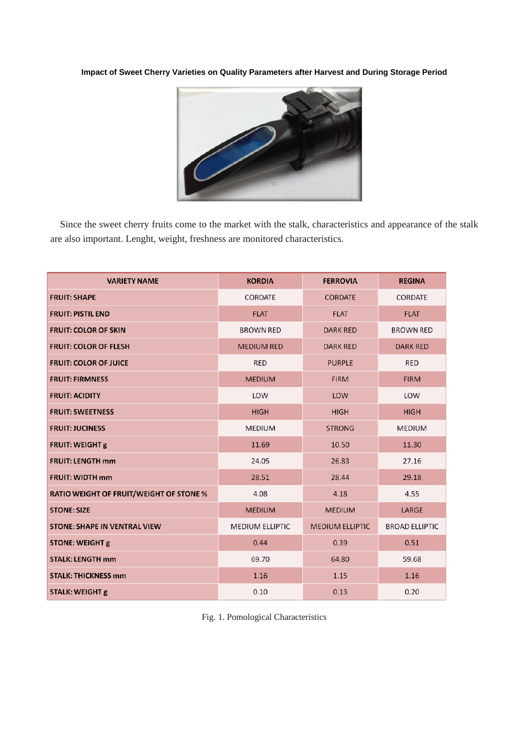Since the sweet cherry fruits come to the market with the stalk, characteristics and appearance of the stalk are also important. Lenght, weight, freshness are monitored characteristics.

| VARIETY NAME | KORDIA | FERROVIA | REGINA |
|---|---|---|---|
| FRUIT: SHAPE | CORDATE | CORDATE | CORDATE |
| FRUIT: PISTIL END | FLAT | FLAT | FLAT |
| FRUIT: COLOR OF SKIN | BROWN RED | DARK RED | BROWN RED |
| FRUIT: COLOR OF FLESH | MEDIUM RED | DARK RED | DARK RED |
| FRUIT: COLOR OF JUICE | RED | PURPLE | RED |
| FRUIT: FIRMNESS | MEDIUM | FIRM | FIRM |
| FRUIT: ACIDITY | LOW | LOW | LOW |
| FRUIT: SWEETNESS | HIGH | HIGH | HIGH |
| FRUIT: JUCINESS | MEDIUM | STRONG | MEDIUM |
| FRUIT: WEIGHT g | 11.69 | 10.50 | 11.30 |
| FRUIT: LENGTH mm | 24.05 | 26.83 | 27.16 |
| FRUIT: WIDTH mm | 28.51 | 28.44 | 29.18 |
| RATIO WEIGHT OF FRUIT/WEIGHT OF STONE % | 4.08 | 4.18 | 4.55 |
| STONE: SIZE | MEDIUM | MEDIUM | LARGE |
| STONE: SHAPE IN VENTRAL VIEW | MEDIUM ELLIPTIC | MEDIUM ELLIPTIC | BROAD ELLIPTIC |
| STONE: WEIGHT g | 0.44 | 0.39 | 0.51 |
| STALK: LENGTH mm | 69.70 | 64.80 | 59.68 |
| STALK: THICKNESS mm | 1.16 | 1.15 | 1.16 |
| STALK: WEIGHT g | 0.10 | 0.13 | 0.20 |

Fig. 1. Pomological Characteristics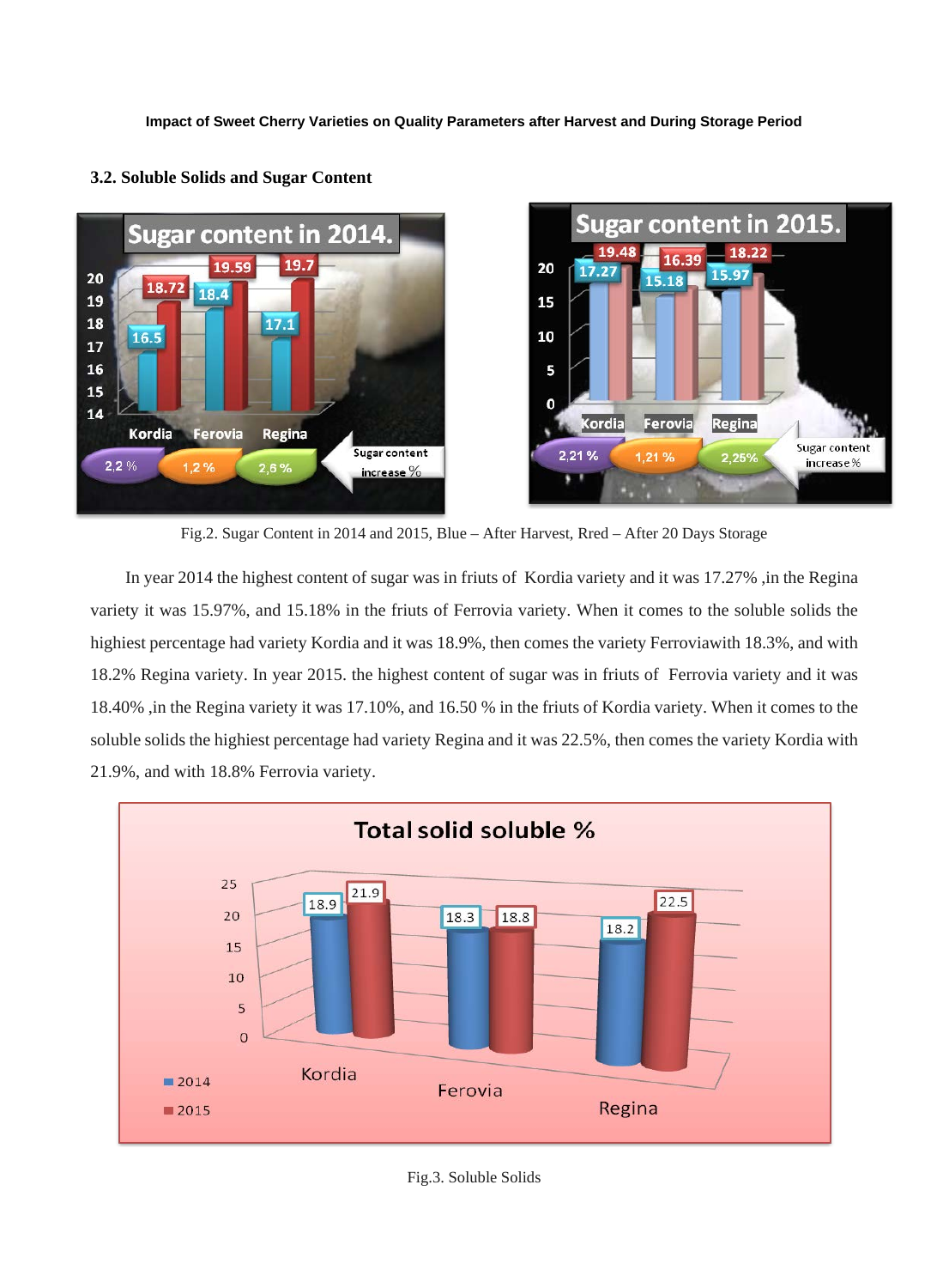### 3.2. Soluble Solids and Sugar Content

Fig.2. Sugar Content in 2014 and 2015, Blue – After Harvest, Rred – After 20 Days Storage

In year 2014 the highest content of sugar was in friuts of Kordia variety and it was 17.27% ,in the Regina variety it was 15.97%, and 15.18% in the friuts of Ferrovia variety. When it comes to the soluble solids the highiest percentage had variety Kordia and it was 18.9%, then comes the variety Ferroviawith 18.3%, and with 18.2% Regina variety. In year 2015. the highest content of sugar was in friuts of Ferrovia variety and it was 18.40% ,in the Regina variety it was 17.10%, and 16.50 % in the friuts of Kordia variety. When it comes to the soluble solids the highiest percentage had variety Regina and it was 22.5%, then comes the variety Kordia with 21.9%, and with 18.8% Ferrovia variety.

Fig.3. Soluble Solids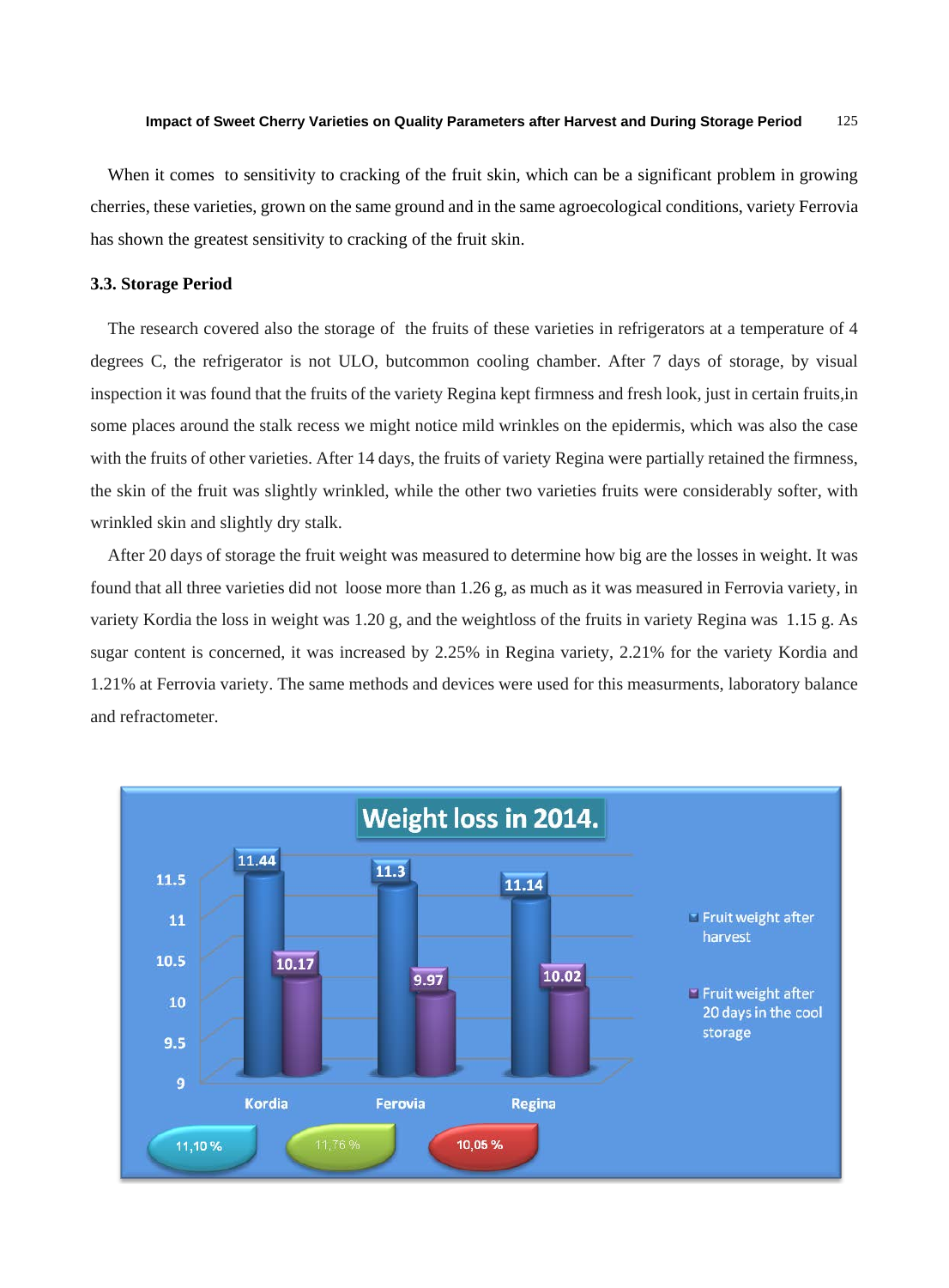When it comes  to sensitivity to cracking of the fruit skin, which can be a significant problem in growing cherries, these varieties, grown on the same ground and in the same agroecological conditions, variety Ferrovia has shown the greatest sensitivity to cracking of the fruit skin.

### 3.3. Storage Period

The research covered also the storage of  the fruits of these varieties in refrigerators at a temperature of 4 degrees C, the refrigerator is not ULO, butcommon cooling chamber. After 7 days of storage, by visual inspection it was found that the fruits of the variety Regina kept firmness and fresh look, just in certain fruits,in some places around the stalk recess we might notice mild wrinkles on the epidermis, which was also the case with the fruits of other varieties. After 14 days, the fruits of variety Regina were partially retained the firmness, the skin of the fruit was slightly wrinkled, while the other two varieties fruits were considerably softer, with wrinkled skin and slightly dry stalk.

After 20 days of storage the fruit weight was measured to determine how big are the losses in weight. It was found that all three varieties did not  loose more than 1.26 g, as much as it was measured in Ferrovia variety, in variety Kordia the loss in weight was 1.20 g, and the weightloss of the fruits in variety Regina was  1.15 g. As sugar content is concerned, it was increased by 2.25% in Regina variety, 2.21% for the variety Kordia and 1.21% at Ferrovia variety. The same methods and devices were used for this measurments, laboratory balance and refractometer.

**Weight loss in 2014.**

| | Kordia | Ferovia | Regina |
|---|---|---|---|
| Fruit weight after harvest | 11.44 | 11.3 | 11.14 |
| Fruit weight after 20 days in the cool storage | 10.17 | 9.97 | 10.02 |
| | 11,10 % | 11,76 % | 10,05 % |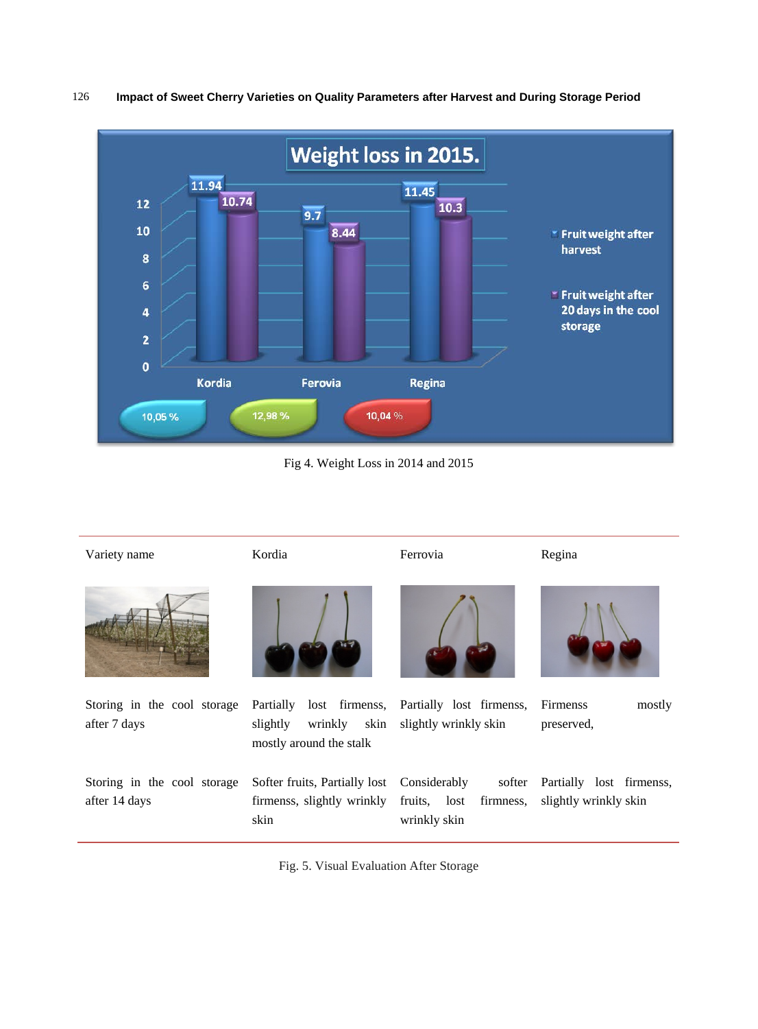Fig 4. Weight Loss in 2014 and 2015

| Variety name | Kordia | Ferrovia | Regina |
|---|---|---|---|
| Storing in the cool storage after 7 days | Partially lost firmenss, slightly wrinkly skin mostly around the stalk | Partially lost firmenss, slightly wrinkly skin | Firmenss mostly preserved, |
| Storing in the cool storage after 14 days | Softer fruits, Partially lost firmenss, slightly wrinkly skin | Considerably softer fruits, lost firmness, wrinkly skin | Partially lost firmenss, slightly wrinkly skin |

Fig. 5. Visual Evaluation After Storage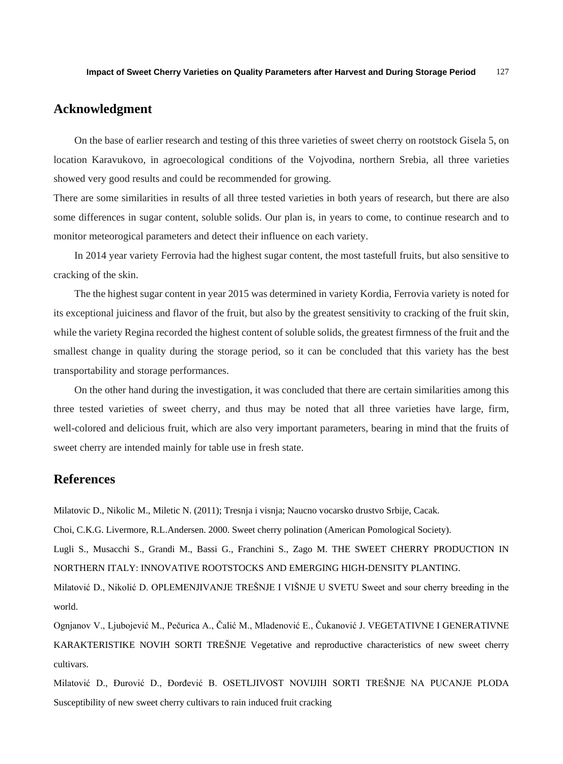## Acknowledgment

On the base of earlier research and testing of this three varieties of sweet cherry on rootstock Gisela 5, on location Karavukovo, in agroecological conditions of the Vojvodina, northern Srebia, all three varieties showed very good results and could be recommended for growing.

There are some similarities in results of all three tested varieties in both years of research, but there are also some differences in sugar content, soluble solids. Our plan is, in years to come, to continue research and to monitor meteorogical parameters and detect their influence on each variety.

In 2014 year variety Ferrovia had the highest sugar content, the most tastefull fruits, but also sensitive to cracking of the skin.

The the highest sugar content in year 2015 was determined in variety Kordia, Ferrovia variety is noted for its exceptional juiciness and flavor of the fruit, but also by the greatest sensitivity to cracking of the fruit skin, while the variety Regina recorded the highest content of soluble solids, the greatest firmness of the fruit and the smallest change in quality during the storage period, so it can be concluded that this variety has the best transportability and storage performances.

On the other hand during the investigation, it was concluded that there are certain similarities among this three tested varieties of sweet cherry, and thus may be noted that all three varieties have large, firm, well-colored and delicious fruit, which are also very important parameters, bearing in mind that the fruits of sweet cherry are intended mainly for table use in fresh state.

## References

Milatovic D., Nikolic M., Miletic N. (2011); Tresnja i visnja; Naucno vocarsko drustvo Srbije, Cacak.

Choi, C.K.G. Livermore, R.L.Andersen. 2000. Sweet cherry polination (American Pomological Society).

Lugli S., Musacchi S., Grandi M., Bassi G., Franchini S., Zago M. THE SWEET CHERRY PRODUCTION IN NORTHERN ITALY: INNOVATIVE ROOTSTOCKS AND EMERGING HIGH-DENSITY PLANTING.

Milatović D., Nikolić D. OPLEMENJIVANJE TREŠNJE I VIŠNJE U SVETU Sweet and sour cherry breeding in the world.

Ognjanov V., Ljubojević M., Pečurica A., Čalić M., Mladenović E., Čukanović J. VEGETATIVNE I GENERATIVNE KARAKTERISTIKE NOVIH SORTI TREŠNJE Vegetative and reproductive characteristics of new sweet cherry cultivars.

Milatović D., Đurović D., Đorđević B. OSETLJIVOST NOVIJIH SORTI TREŠNJE NA PUCANJE PLODA Susceptibility of new sweet cherry cultivars to rain induced fruit cracking